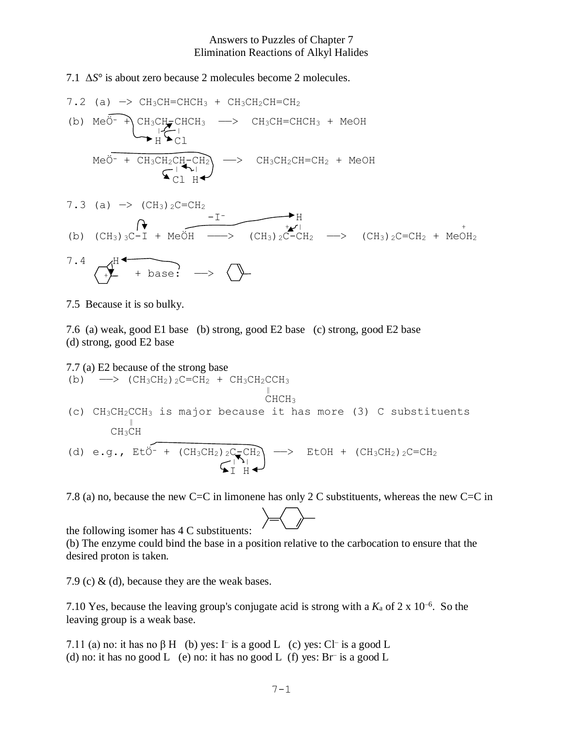# Answers to Puzzles of Chapter 7
## Elimination Reactions of Alkyl Halides

7.1 $\Delta S°$ is about zero because 2 molecules become 2 molecules.

7.2 (a) —> $CH_3CH{=}CHCH_3$ + $CH_3CH_2CH{=}CH_2$

(b) $Me\ddot{O}^-$ + $CH_3CH(H){-}CH(Cl)CH_3$ —> $CH_3CH{=}CHCH_3$ + MeOH

$Me\ddot{O}^-$ + $CH_3CH_2CH(Cl){-}CH_2(H)$ —> $CH_3CH_2CH{=}CH_2$ + MeOH

7.3 (a) —> $(CH_3)_2C{=}CH_2$

(b) $(CH_3)_3C{-}I$ + $Me\ddot{O}H$ —($-I^-$)—> $(CH_3)_2\overset{+}{C}{-}CH_2(H)$ —> $(CH_3)_2C{=}CH_2$ + $MeOH_2^+$

7.4 (carbocation on methylcyclohexane ring) + base: —> (1-methylcyclohexene)

7.5 Because it is so bulky.

7.6 (a) weak, good E1 base (b) strong, good E2 base (c) strong, good E2 base
(d) strong, good E2 base

7.7 (a) E2 because of the strong base

(b) —> $(CH_3CH_2)_2C{=}CH_2$ + $CH_3CH_2C(CH_3){=}CHCH_3$

(c) $CH_3CH_2C(CH_3){=}CHCH_3$ is major because it has more (3) C substituents

(d) e.g., $Et\ddot{O}^-$ + $(CH_3CH_2)_2C(I){-}CH_2(H)$ —> EtOH + $(CH_3CH_2)_2C{=}CH_2$

7.8 (a) no, because the new C=C in limonene has only 2 C substituents, whereas the new C=C in the following isomer has 4 C substituents: (isopropylidene methylcyclohexene structure)

(b) The enzyme could bind the base in a position relative to the carbocation to ensure that the desired proton is taken.

7.9 (c) & (d), because they are the weak bases.

7.10 Yes, because the leaving group's conjugate acid is strong with a $K_a$ of $2 \times 10^{-6}$. So the leaving group is a weak base.

7.11 (a) no: it has no β H (b) yes: $I^-$ is a good L (c) yes: $Cl^-$ is a good L
(d) no: it has no good L (e) no: it has no good L (f) yes: $Br^-$ is a good L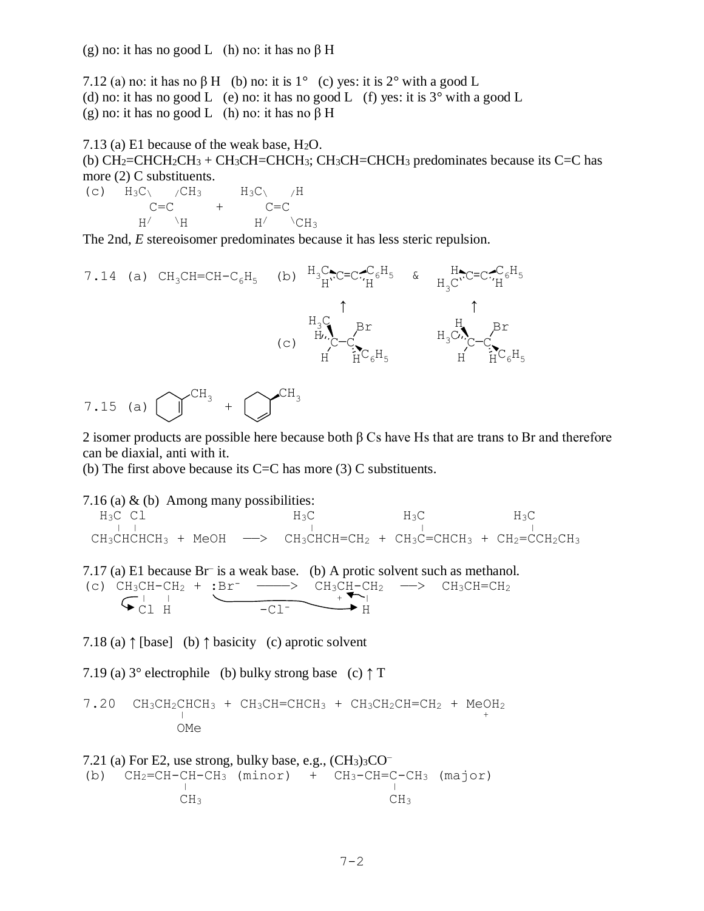(g) no: it has no good L  (h) no: it has no β H

7.12 (a) no: it has no β H  (b) no: it is 1°  (c) yes: it is 2° with a good L
(d) no: it has no good L  (e) no: it has no good L  (f) yes: it is 3° with a good L
(g) no: it has no good L  (h) no: it has no β H

7.13 (a) E1 because of the weak base, $H_2O$.
(b) $CH_2{=}CHCH_2CH_3$ + $CH_3CH{=}CHCH_3$; $CH_3CH{=}CHCH_3$ predominates because its C=C has more (2) C substituents.

```
(c)  H3C\    /CH3        H3C\    /H
         C=C        +        C=C
       H/    \H            H/    \CH3
```

The 2nd, *E* stereoisomer predominates because it has less steric repulsion.

7.14 (a) $CH_3CH{=}CH{-}C_6H_5$  (b) (H$_3$C)(H)C=C(C$_6$H$_5$)(H) & (H)(H$_3$C)C=C(C$_6$H$_5$)(H)

(c) [the two alkenes above arise (↑) from the anti-periplanar conformers drawn below them: H$_3$C, H, H on one carbon and Br, H, C$_6$H$_5$ on the other]

7.15 (a) 1-methylcyclohexene + 3-methylcyclohexene (wedged $CH_3$)

2 isomer products are possible here because both β Cs have Hs that are trans to Br and therefore can be diaxial, anti with it.
(b) The first above because its C=C has more (3) C substituents.

7.16 (a) & (b) Among many possibilities:

```
  H3C Cl                    H3C          H3C            H3C
   |  |                      |            |              |
CH3CHCHCH3 + MeOH  ——>  CH3CHCH=CH2 + CH3C=CHCH3 + CH2=CCH2CH3
```

7.17 (a) E1 because $Br^-$ is a weak base.  (b) A protic solvent such as methanol.

```
(c) CH3CH-CH2 + :Br-  ———>  CH3CH-CH2  ——>  CH3CH=CH2
        |    |                    +   |
        Cl   H         -Cl-           H
```

7.18 (a) ↑ [base]  (b) ↑ basicity  (c) aprotic solvent

7.19 (a) 3° electrophile  (b) bulky strong base  (c) ↑ T

```
7.20  CH3CH2CHCH3 + CH3CH=CHCH3 + CH3CH2CH=CH2 + MeOH2
             |                                      +
            OMe
```

7.21 (a) For E2, use strong, bulky base, e.g., $(CH_3)_3CO^-$

```
(b)  CH2=CH-CH-CH3 (minor)  +  CH3-CH=C-CH3 (major)
            |                          |
           CH3                        CH3
```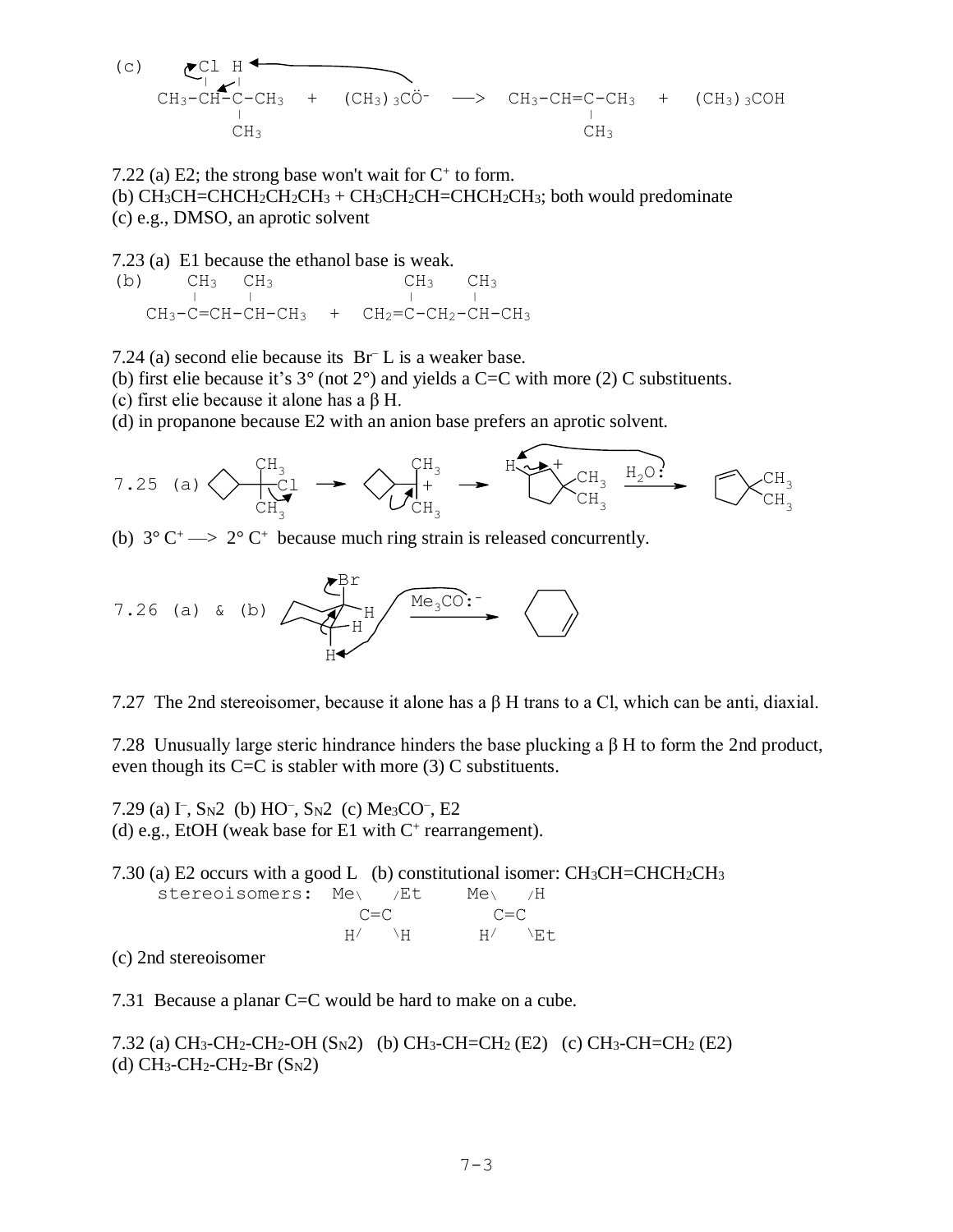(c)

```
        Cl H
        |  |
CH3-CH-C-CH3  +  (CH3)3CÖ-  ——>  CH3-CH=C-CH3  +  (CH3)3COH
           |                              |
           CH3                            CH3
```

7.22 (a) E2; the strong base won't wait for $C^+$ to form.
(b) $CH_3CH{=}CHCH_2CH_2CH_3$ + $CH_3CH_2CH{=}CHCH_2CH_3$; both would predominate
(c) e.g., DMSO, an aprotic solvent

7.23 (a) E1 because the ethanol base is weak.
(b)

```
    CH3  CH3              CH3   CH3
    |    |                |     |
CH3-C=CH-CH-CH3   +   CH2=C-CH2-CH-CH3
```

7.24 (a) second elie because its $Br^-$ L is a weaker base.
(b) first elie because it's 3° (not 2°) and yields a C=C with more (2) C substituents.
(c) first elie because it alone has a β H.
(d) in propanone because E2 with an anion base prefers an aprotic solvent.

7.25 (a) [cyclobutyl–C($CH_3$)$_2$–Cl → cyclobutyl–$C^+$($CH_3$)$_2$ → ring-expanded cyclopentyl cation with $CH_3$, $CH_3$; $H_2O$: → 3,3-dimethylcyclopentene]

(b) 3° $C^+$ ——> 2° $C^+$ because much ring strain is released concurrently.

7.26 (a) & (b) [bromocyclohexane, axial Br with anti axial H; $Me_3CO{:}^-$ → cyclohexene]

7.27 The 2nd stereoisomer, because it alone has a β H trans to a Cl, which can be anti, diaxial.

7.28 Unusually large steric hindrance hinders the base plucking a β H to form the 2nd product, even though its C=C is stabler with more (3) C substituents.

7.29 (a) $I^-$, $S_N2$ (b) $HO^-$, $S_N2$ (c) $Me_3CO^-$, E2
(d) e.g., EtOH (weak base for E1 with $C^+$ rearrangement).

7.30 (a) E2 occurs with a good L (b) constitutional isomer: $CH_3CH{=}CHCH_2CH_3$

```
stereoisomers:  Me\   /Et     Me\   /H
                  C=C           C=C
                H/   \H       H/   \Et
```

(c) 2nd stereoisomer

7.31 Because a planar C=C would be hard to make on a cube.

7.32 (a) $CH_3$-$CH_2$-$CH_2$-OH ($S_N2$) (b) $CH_3$-CH=$CH_2$ (E2) (c) $CH_3$-CH=$CH_2$ (E2)
(d) $CH_3$-$CH_2$-$CH_2$-Br ($S_N2$)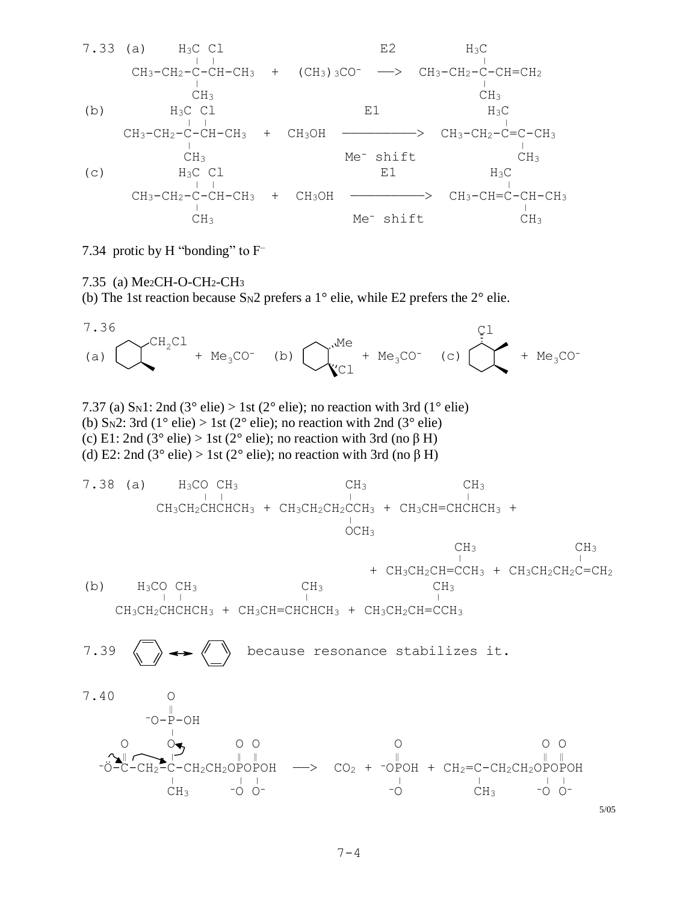7.33 (a)

```
         H3C Cl                          E2           H3C
           |  |                                         |
CH3-CH2-C-CH-CH3  +  (CH3)3CO-   ——>   CH3-CH2-C-CH=CH2
           |                                            |
          CH3                                          CH3
```

(b)

```
         H3C Cl                    E1                H3C
           |  |                                        |
CH3-CH2-C-CH-CH3  +  CH3OH   ——————————>   CH3-CH2-C=C-CH3
           |                                           |
          CH3                  Me- shift              CH3
```

(c)

```
         H3C Cl                    E1                H3C
           |  |                                        |
CH3-CH2-C-CH-CH3  +  CH3OH   ——————————>   CH3-CH=C-CH-CH3
           |                                           |
          CH3                  Me- shift              CH3
```

7.34 protic by H "bonding" to $F^-$

7.35 (a) $Me_2CH$-O-$CH_2$-$CH_3$

(b) The 1st reaction because $S_N2$ prefers a 1° elie, while E2 prefers the 2° elie.

7.36

(a) (2-methylcyclohexyl)methyl chloride ($CH_2Cl$) + $Me_3CO^-$  (b) 1-chloro-1,2-dimethylcyclohexane (Me, Cl) + $Me_3CO^-$  (c) 1-chloro-2,6-dimethylcyclohexane (Cl) + $Me_3CO^-$

7.37 (a) $S_N1$: 2nd (3° elie) > 1st (2° elie); no reaction with 3rd (1° elie)

(b) $S_N2$: 3rd (1° elie) > 1st (2° elie); no reaction with 2nd (3° elie)

(c) E1: 2nd (3° elie) > 1st (2° elie); no reaction with 3rd (no β H)

(d) E2: 2nd (3° elie) > 1st (2° elie); no reaction with 3rd (no β H)

7.38 (a)

```
   H3CO CH3                  CH3              CH3
      |  |                    |                |
CH3CH2CHCHCH3 + CH3CH2CH2CCH3 + CH3CH=CHCHCH3 +
                              |
                             OCH3

                                      CH3              CH3
                                       |                |
                       + CH3CH2CH=CCH3 + CH3CH2CH2C=CH2
```

(b)

```
   H3CO CH3             CH3             CH3
      |  |               |               |
CH3CH2CHCHCH3 + CH3CH=CHCHCH3 + CH3CH2CH=CCH3
```

7.39 (benzene ↔ benzene resonance structures) because resonance stabilizes it.

7.40

```
              O
              ‖
          -O-P-OH
              |
    O         O            O  O                       O                   O  O
    ‖         |            ‖  ‖                       ‖                   ‖  ‖
-Ö-C-CH2-C-CH2CH2OPOPOH  ——>  CO2 + -OPOH + CH2=C-CH2CH2OPOPOH
              |            |  |                       |         |         |  |
             CH3          -O  O-                     -O        CH3       -O  O-
```